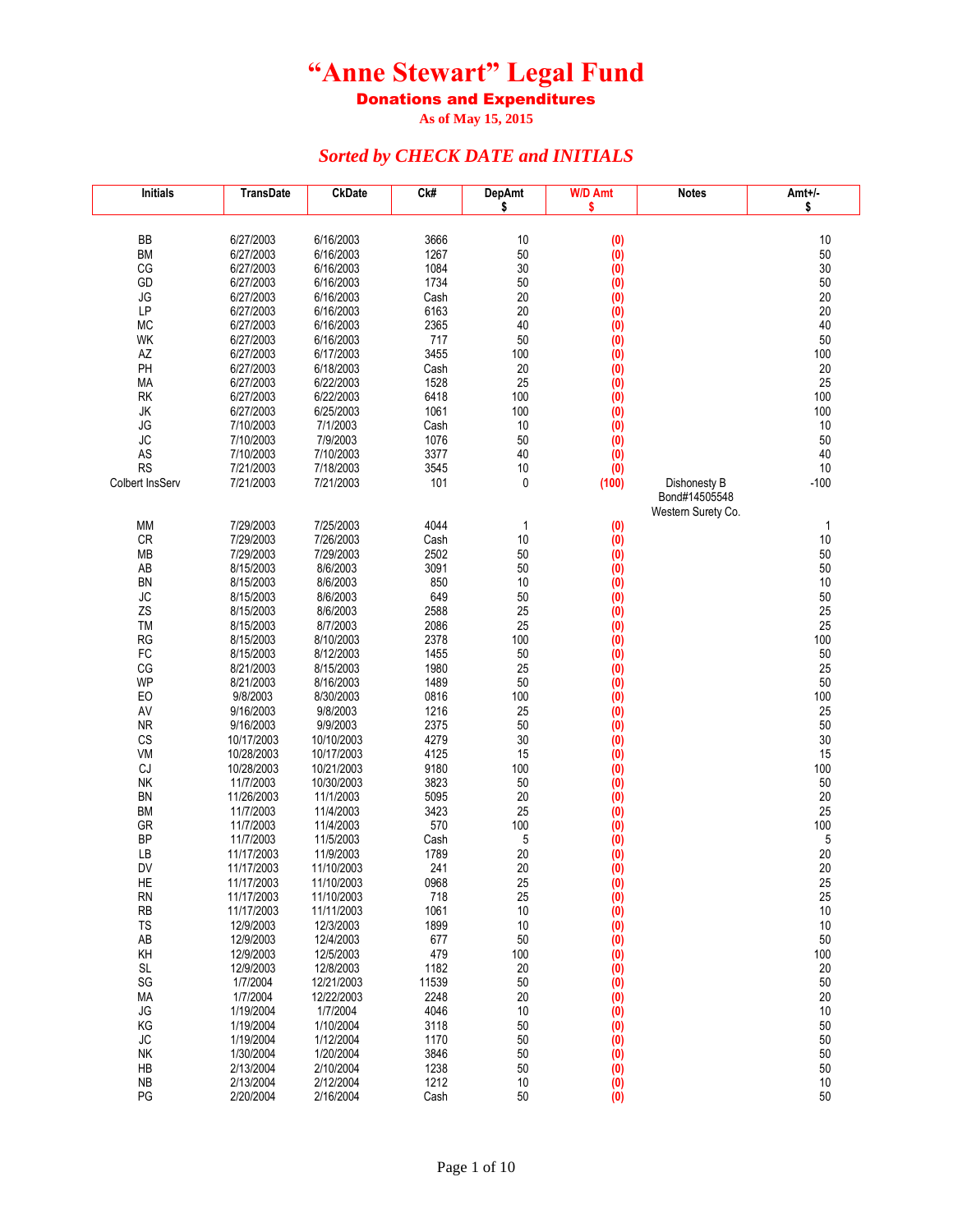# "Anne Stewart" Legal Fund

## Donations and Expenditures

As of May 15, 2015

### *Sorted by CHECK DATE and INITIALS*

| Initials | TransDate | CkDate | Ck# | DepAmt $ | W/D Amt $ | Notes | Amt+/- $ |
|---|---|---|---|---|---|---|---|
| BB | 6/27/2003 | 6/16/2003 | 3666 | 10 | (0) | | 10 |
| BM | 6/27/2003 | 6/16/2003 | 1267 | 50 | (0) | | 50 |
| CG | 6/27/2003 | 6/16/2003 | 1084 | 30 | (0) | | 30 |
| GD | 6/27/2003 | 6/16/2003 | 1734 | 50 | (0) | | 50 |
| JG | 6/27/2003 | 6/16/2003 | Cash | 20 | (0) | | 20 |
| LP | 6/27/2003 | 6/16/2003 | 6163 | 20 | (0) | | 20 |
| MC | 6/27/2003 | 6/16/2003 | 2365 | 40 | (0) | | 40 |
| WK | 6/27/2003 | 6/16/2003 | 717 | 50 | (0) | | 50 |
| AZ | 6/27/2003 | 6/17/2003 | 3455 | 100 | (0) | | 100 |
| PH | 6/27/2003 | 6/18/2003 | Cash | 20 | (0) | | 20 |
| MA | 6/27/2003 | 6/22/2003 | 1528 | 25 | (0) | | 25 |
| RK | 6/27/2003 | 6/22/2003 | 6418 | 100 | (0) | | 100 |
| JK | 6/27/2003 | 6/25/2003 | 1061 | 100 | (0) | | 100 |
| JG | 7/10/2003 | 7/1/2003 | Cash | 10 | (0) | | 10 |
| JC | 7/10/2003 | 7/9/2003 | 1076 | 50 | (0) | | 50 |
| AS | 7/10/2003 | 7/10/2003 | 3377 | 40 | (0) | | 40 |
| RS | 7/21/2003 | 7/18/2003 | 3545 | 10 | (0) | | 10 |
| Colbert InsServ | 7/21/2003 | 7/21/2003 | 101 | 0 | (100) | Dishonesty B Bond#14505548 Western Surety Co. | -100 |
| MM | 7/29/2003 | 7/25/2003 | 4044 | 1 | (0) | | 1 |
| CR | 7/29/2003 | 7/26/2003 | Cash | 10 | (0) | | 10 |
| MB | 7/29/2003 | 7/29/2003 | 2502 | 50 | (0) | | 50 |
| AB | 8/15/2003 | 8/6/2003 | 3091 | 50 | (0) | | 50 |
| BN | 8/15/2003 | 8/6/2003 | 850 | 10 | (0) | | 10 |
| JC | 8/15/2003 | 8/6/2003 | 649 | 50 | (0) | | 50 |
| ZS | 8/15/2003 | 8/6/2003 | 2588 | 25 | (0) | | 25 |
| TM | 8/15/2003 | 8/7/2003 | 2086 | 25 | (0) | | 25 |
| RG | 8/15/2003 | 8/10/2003 | 2378 | 100 | (0) | | 100 |
| FC | 8/15/2003 | 8/12/2003 | 1455 | 50 | (0) | | 50 |
| CG | 8/21/2003 | 8/15/2003 | 1980 | 25 | (0) | | 25 |
| WP | 8/21/2003 | 8/16/2003 | 1489 | 50 | (0) | | 50 |
| EO | 9/8/2003 | 8/30/2003 | 0816 | 100 | (0) | | 100 |
| AV | 9/16/2003 | 9/8/2003 | 1216 | 25 | (0) | | 25 |
| NR | 9/16/2003 | 9/9/2003 | 2375 | 50 | (0) | | 50 |
| CS | 10/17/2003 | 10/10/2003 | 4279 | 30 | (0) | | 30 |
| VM | 10/28/2003 | 10/17/2003 | 4125 | 15 | (0) | | 15 |
| CJ | 10/28/2003 | 10/21/2003 | 9180 | 100 | (0) | | 100 |
| NK | 11/7/2003 | 10/30/2003 | 3823 | 50 | (0) | | 50 |
| BN | 11/26/2003 | 11/1/2003 | 5095 | 20 | (0) | | 20 |
| BM | 11/7/2003 | 11/4/2003 | 3423 | 25 | (0) | | 25 |
| GR | 11/7/2003 | 11/4/2003 | 570 | 100 | (0) | | 100 |
| BP | 11/7/2003 | 11/5/2003 | Cash | 5 | (0) | | 5 |
| LB | 11/17/2003 | 11/9/2003 | 1789 | 20 | (0) | | 20 |
| DV | 11/17/2003 | 11/10/2003 | 241 | 20 | (0) | | 20 |
| HE | 11/17/2003 | 11/10/2003 | 0968 | 25 | (0) | | 25 |
| RN | 11/17/2003 | 11/10/2003 | 718 | 25 | (0) | | 25 |
| RB | 11/17/2003 | 11/11/2003 | 1061 | 10 | (0) | | 10 |
| TS | 12/9/2003 | 12/3/2003 | 1899 | 10 | (0) | | 10 |
| AB | 12/9/2003 | 12/4/2003 | 677 | 50 | (0) | | 50 |
| KH | 12/9/2003 | 12/5/2003 | 479 | 100 | (0) | | 100 |
| SL | 12/9/2003 | 12/8/2003 | 1182 | 20 | (0) | | 20 |
| SG | 1/7/2004 | 12/21/2003 | 11539 | 50 | (0) | | 50 |
| MA | 1/7/2004 | 12/22/2003 | 2248 | 20 | (0) | | 20 |
| JG | 1/19/2004 | 1/7/2004 | 4046 | 10 | (0) | | 10 |
| KG | 1/19/2004 | 1/10/2004 | 3118 | 50 | (0) | | 50 |
| JC | 1/19/2004 | 1/12/2004 | 1170 | 50 | (0) | | 50 |
| NK | 1/30/2004 | 1/20/2004 | 3846 | 50 | (0) | | 50 |
| HB | 2/13/2004 | 2/10/2004 | 1238 | 50 | (0) | | 50 |
| NB | 2/13/2004 | 2/12/2004 | 1212 | 10 | (0) | | 10 |
| PG | 2/20/2004 | 2/16/2004 | Cash | 50 | (0) | | 50 |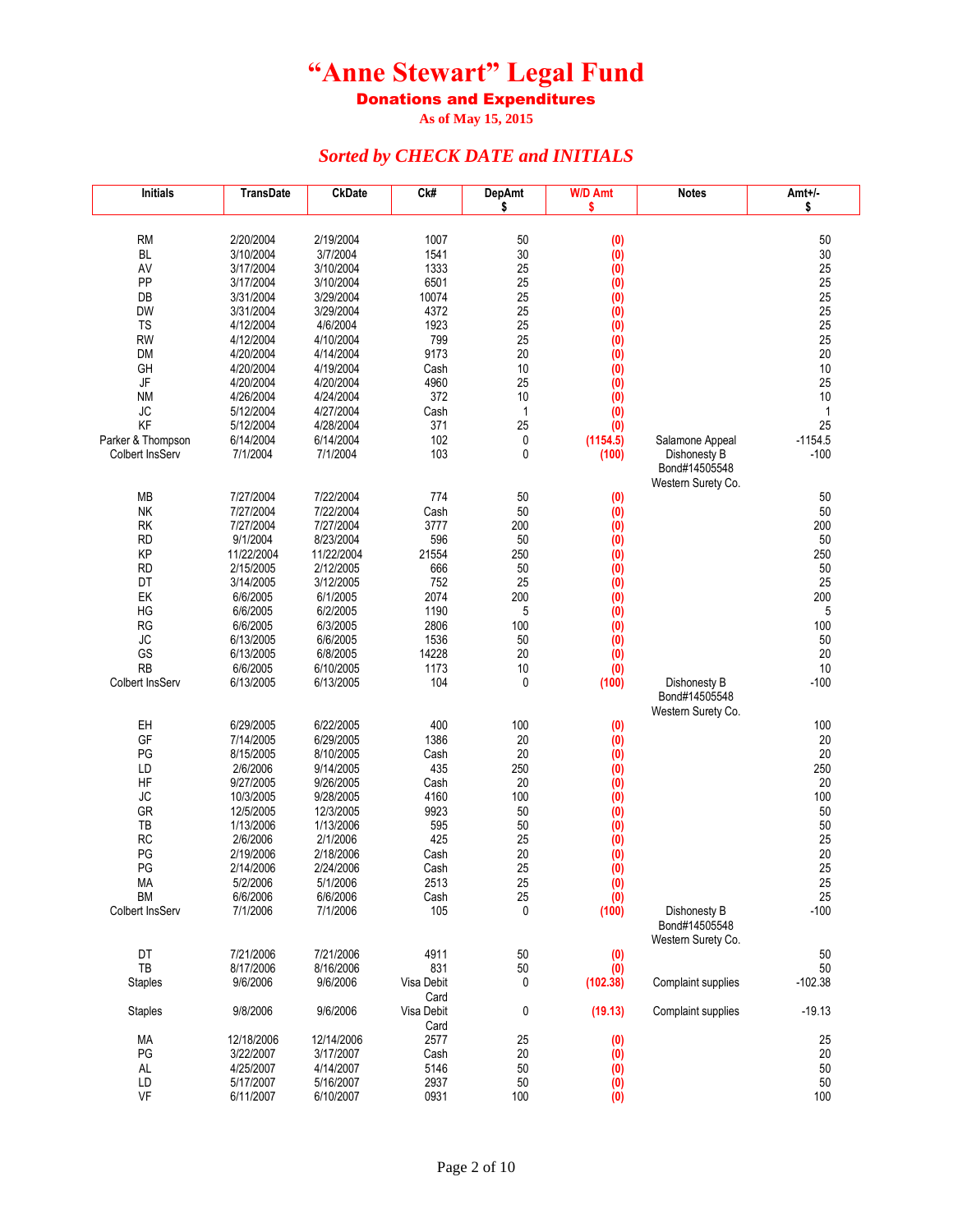# "Anne Stewart" Legal Fund

**Donations and Expenditures**

As of May 15, 2015

### *Sorted by CHECK DATE and INITIALS*

| Initials | TransDate | CkDate | Ck# | DepAmt $ | W/D Amt $ | Notes | Amt+/- $ |
|---|---|---|---|---|---|---|---|
| RM | 2/20/2004 | 2/19/2004 | 1007 | 50 | (0) | | 50 |
| BL | 3/10/2004 | 3/7/2004 | 1541 | 30 | (0) | | 30 |
| AV | 3/17/2004 | 3/10/2004 | 1333 | 25 | (0) | | 25 |
| PP | 3/17/2004 | 3/10/2004 | 6501 | 25 | (0) | | 25 |
| DB | 3/31/2004 | 3/29/2004 | 10074 | 25 | (0) | | 25 |
| DW | 3/31/2004 | 3/29/2004 | 4372 | 25 | (0) | | 25 |
| TS | 4/12/2004 | 4/6/2004 | 1923 | 25 | (0) | | 25 |
| RW | 4/12/2004 | 4/10/2004 | 799 | 25 | (0) | | 25 |
| DM | 4/20/2004 | 4/14/2004 | 9173 | 20 | (0) | | 20 |
| GH | 4/20/2004 | 4/19/2004 | Cash | 10 | (0) | | 10 |
| JF | 4/20/2004 | 4/20/2004 | 4960 | 25 | (0) | | 25 |
| NM | 4/26/2004 | 4/24/2004 | 372 | 10 | (0) | | 10 |
| JC | 5/12/2004 | 4/27/2004 | Cash | 1 | (0) | | 1 |
| KF | 5/12/2004 | 4/28/2004 | 371 | 25 | (0) | | 25 |
| Parker & Thompson | 6/14/2004 | 6/14/2004 | 102 | 0 | (1154.5) | Salamone Appeal | -1154.5 |
| Colbert InsServ | 7/1/2004 | 7/1/2004 | 103 | 0 | (100) | Dishonesty B Bond#14505548 Western Surety Co. | -100 |
| MB | 7/27/2004 | 7/22/2004 | 774 | 50 | (0) | | 50 |
| NK | 7/27/2004 | 7/22/2004 | Cash | 50 | (0) | | 50 |
| RK | 7/27/2004 | 7/27/2004 | 3777 | 200 | (0) | | 200 |
| RD | 9/1/2004 | 8/23/2004 | 596 | 50 | (0) | | 50 |
| KP | 11/22/2004 | 11/22/2004 | 21554 | 250 | (0) | | 250 |
| RD | 2/15/2005 | 2/12/2005 | 666 | 50 | (0) | | 50 |
| DT | 3/14/2005 | 3/12/2005 | 752 | 25 | (0) | | 25 |
| EK | 6/6/2005 | 6/1/2005 | 2074 | 200 | (0) | | 200 |
| HG | 6/6/2005 | 6/2/2005 | 1190 | 5 | (0) | | 5 |
| RG | 6/6/2005 | 6/3/2005 | 2806 | 100 | (0) | | 100 |
| JC | 6/13/2005 | 6/6/2005 | 1536 | 50 | (0) | | 50 |
| GS | 6/13/2005 | 6/8/2005 | 14228 | 20 | (0) | | 20 |
| RB | 6/6/2005 | 6/10/2005 | 1173 | 10 | (0) | | 10 |
| Colbert InsServ | 6/13/2005 | 6/13/2005 | 104 | 0 | (100) | Dishonesty B Bond#14505548 Western Surety Co. | -100 |
| EH | 6/29/2005 | 6/22/2005 | 400 | 100 | (0) | | 100 |
| GF | 7/14/2005 | 6/29/2005 | 1386 | 20 | (0) | | 20 |
| PG | 8/15/2005 | 8/10/2005 | Cash | 20 | (0) | | 20 |
| LD | 2/6/2006 | 9/14/2005 | 435 | 250 | (0) | | 250 |
| HF | 9/27/2005 | 9/26/2005 | Cash | 20 | (0) | | 20 |
| JC | 10/3/2005 | 9/28/2005 | 4160 | 100 | (0) | | 100 |
| GR | 12/5/2005 | 12/3/2005 | 9923 | 50 | (0) | | 50 |
| TB | 1/13/2006 | 1/13/2006 | 595 | 50 | (0) | | 50 |
| RC | 2/6/2006 | 2/1/2006 | 425 | 25 | (0) | | 25 |
| PG | 2/19/2006 | 2/18/2006 | Cash | 20 | (0) | | 20 |
| PG | 2/14/2006 | 2/24/2006 | Cash | 25 | (0) | | 25 |
| MA | 5/2/2006 | 5/1/2006 | 2513 | 25 | (0) | | 25 |
| BM | 6/6/2006 | 6/6/2006 | Cash | 25 | (0) | | 25 |
| Colbert InsServ | 7/1/2006 | 7/1/2006 | 105 | 0 | (100) | Dishonesty B Bond#14505548 Western Surety Co. | -100 |
| DT | 7/21/2006 | 7/21/2006 | 4911 | 50 | (0) | | 50 |
| TB | 8/17/2006 | 8/16/2006 | 831 | 50 | (0) | | 50 |
| Staples | 9/6/2006 | 9/6/2006 | Visa Debit Card | 0 | (102.38) | Complaint supplies | -102.38 |
| Staples | 9/8/2006 | 9/6/2006 | Visa Debit Card | 0 | (19.13) | Complaint supplies | -19.13 |
| MA | 12/18/2006 | 12/14/2006 | 2577 | 25 | (0) | | 25 |
| PG | 3/22/2007 | 3/17/2007 | Cash | 20 | (0) | | 20 |
| AL | 4/25/2007 | 4/14/2007 | 5146 | 50 | (0) | | 50 |
| LD | 5/17/2007 | 5/16/2007 | 2937 | 50 | (0) | | 50 |
| VF | 6/11/2007 | 6/10/2007 | 0931 | 100 | (0) | | 100 |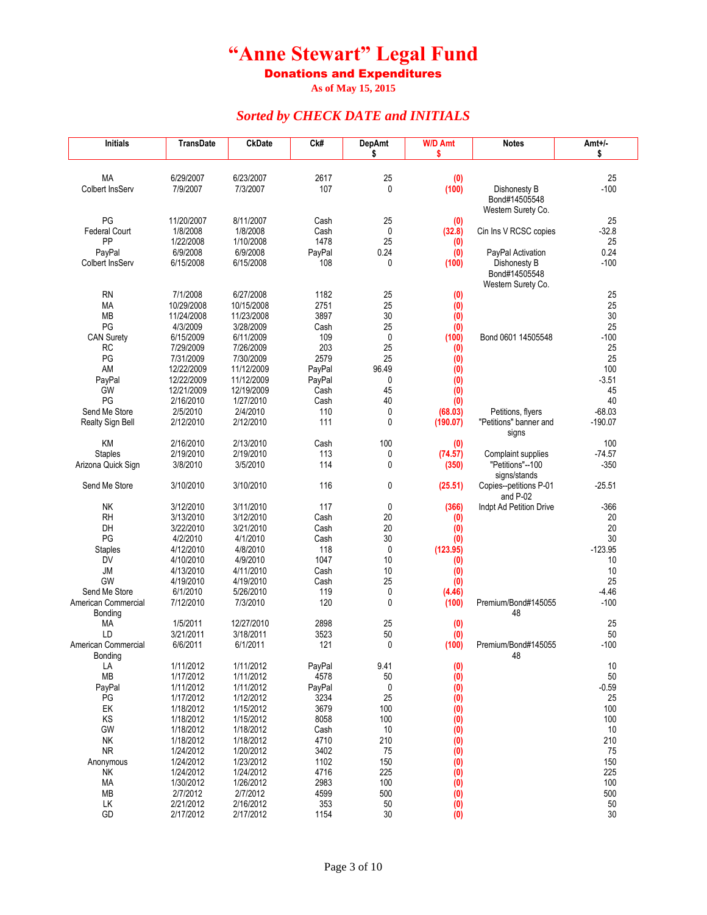# "Anne Stewart" Legal Fund

## Donations and Expenditures

**As of May 15, 2015**

### *Sorted by CHECK DATE and INITIALS*

| Initials | TransDate | CkDate | Ck# | DepAmt $ | W/D Amt $ | Notes | Amt+/- $ |
|---|---|---|---|---|---|---|---|
| MA | 6/29/2007 | 6/23/2007 | 2617 | 25 | (0) | | 25 |
| Colbert InsServ | 7/9/2007 | 7/3/2007 | 107 | 0 | (100) | Dishonesty B Bond#14505548 Western Surety Co. | -100 |
| PG | 11/20/2007 | 8/11/2007 | Cash | 25 | (0) | | 25 |
| Federal Court | 1/8/2008 | 1/8/2008 | Cash | 0 | (32.8) | Cin Ins V RCSC copies | -32.8 |
| PP | 1/22/2008 | 1/10/2008 | 1478 | 25 | (0) | | 25 |
| PayPal | 6/9/2008 | 6/9/2008 | PayPal | 0.24 | (0) | PayPal Activation | 0.24 |
| Colbert InsServ | 6/15/2008 | 6/15/2008 | 108 | 0 | (100) | Dishonesty B Bond#14505548 Western Surety Co. | -100 |
| RN | 7/1/2008 | 6/27/2008 | 1182 | 25 | (0) | | 25 |
| MA | 10/29/2008 | 10/15/2008 | 2751 | 25 | (0) | | 25 |
| MB | 11/24/2008 | 11/23/2008 | 3897 | 30 | (0) | | 30 |
| PG | 4/3/2009 | 3/28/2009 | Cash | 25 | (0) | | 25 |
| CAN Surety | 6/15/2009 | 6/11/2009 | 109 | 0 | (100) | Bond 0601 14505548 | -100 |
| RC | 7/29/2009 | 7/26/2009 | 203 | 25 | (0) | | 25 |
| PG | 7/31/2009 | 7/30/2009 | 2579 | 25 | (0) | | 25 |
| AM | 12/22/2009 | 11/12/2009 | PayPal | 96.49 | (0) | | 100 |
| PayPal | 12/22/2009 | 11/12/2009 | PayPal | 0 | (0) | | -3.51 |
| GW | 12/21/2009 | 12/19/2009 | Cash | 45 | (0) | | 45 |
| PG | 2/16/2010 | 1/27/2010 | Cash | 40 | (0) | | 40 |
| Send Me Store | 2/5/2010 | 2/4/2010 | 110 | 0 | (68.03) | Petitions, flyers | -68.03 |
| Realty Sign Bell | 2/12/2010 | 2/12/2010 | 111 | 0 | (190.07) | "Petitions" banner and signs | -190.07 |
| KM | 2/16/2010 | 2/13/2010 | Cash | 100 | (0) | | 100 |
| Staples | 2/19/2010 | 2/19/2010 | 113 | 0 | (74.57) | Complaint supplies | -74.57 |
| Arizona Quick Sign | 3/8/2010 | 3/5/2010 | 114 | 0 | (350) | "Petitions"--100 signs/stands | -350 |
| Send Me Store | 3/10/2010 | 3/10/2010 | 116 | 0 | (25.51) | Copies--petitions P-01 and P-02 | -25.51 |
| NK | 3/12/2010 | 3/11/2010 | 117 | 0 | (366) | Indpt Ad Petition Drive | -366 |
| RH | 3/13/2010 | 3/12/2010 | Cash | 20 | (0) | | 20 |
| DH | 3/22/2010 | 3/21/2010 | Cash | 20 | (0) | | 20 |
| PG | 4/2/2010 | 4/1/2010 | Cash | 30 | (0) | | 30 |
| Staples | 4/12/2010 | 4/8/2010 | 118 | 0 | (123.95) | | -123.95 |
| DV | 4/10/2010 | 4/9/2010 | 1047 | 10 | (0) | | 10 |
| JM | 4/13/2010 | 4/11/2010 | Cash | 10 | (0) | | 10 |
| GW | 4/19/2010 | 4/19/2010 | Cash | 25 | (0) | | 25 |
| Send Me Store | 6/1/2010 | 5/26/2010 | 119 | 0 | (4.46) | | -4.46 |
| American Commercial Bonding | 7/12/2010 | 7/3/2010 | 120 | 0 | (100) | Premium/Bond#14505548 | -100 |
| MA | 1/5/2011 | 12/27/2010 | 2898 | 25 | (0) | | 25 |
| LD | 3/21/2011 | 3/18/2011 | 3523 | 50 | (0) | | 50 |
| American Commercial Bonding | 6/6/2011 | 6/1/2011 | 121 | 0 | (100) | Premium/Bond#14505548 | -100 |
| LA | 1/11/2012 | 1/11/2012 | PayPal | 9.41 | (0) | | 10 |
| MB | 1/17/2012 | 1/11/2012 | 4578 | 50 | (0) | | 50 |
| PayPal | 1/11/2012 | 1/11/2012 | PayPal | 0 | (0) | | -0.59 |
| PG | 1/17/2012 | 1/12/2012 | 3234 | 25 | (0) | | 25 |
| EK | 1/18/2012 | 1/15/2012 | 3679 | 100 | (0) | | 100 |
| KS | 1/18/2012 | 1/15/2012 | 8058 | 100 | (0) | | 100 |
| GW | 1/18/2012 | 1/18/2012 | Cash | 10 | (0) | | 10 |
| NK | 1/18/2012 | 1/18/2012 | 4710 | 210 | (0) | | 210 |
| NR | 1/24/2012 | 1/20/2012 | 3402 | 75 | (0) | | 75 |
| Anonymous | 1/24/2012 | 1/23/2012 | 1102 | 150 | (0) | | 150 |
| NK | 1/24/2012 | 1/24/2012 | 4716 | 225 | (0) | | 225 |
| MA | 1/30/2012 | 1/26/2012 | 2983 | 100 | (0) | | 100 |
| MB | 2/7/2012 | 2/7/2012 | 4599 | 500 | (0) | | 500 |
| LK | 2/21/2012 | 2/16/2012 | 353 | 50 | (0) | | 50 |
| GD | 2/17/2012 | 2/17/2012 | 1154 | 30 | (0) | | 30 |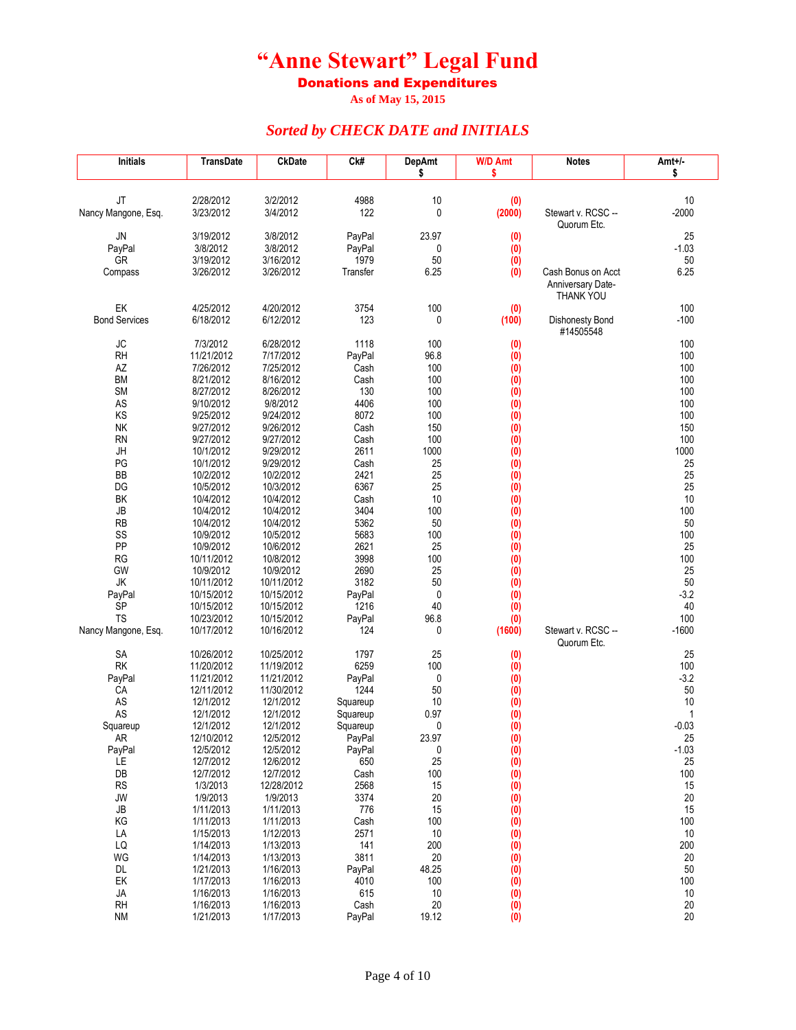# "Anne Stewart" Legal Fund

## Donations and Expenditures

**As of May 15, 2015**

### *Sorted by CHECK DATE and INITIALS*

| Initials | TransDate | CkDate | Ck# | DepAmt $ | W/D Amt $ | Notes | Amt+/- $ |
|---|---|---|---|---|---|---|---|
| JT | 2/28/2012 | 3/2/2012 | 4988 | 10 | (0) | | 10 |
| Nancy Mangone, Esq. | 3/23/2012 | 3/4/2012 | 122 | 0 | (2000) | Stewart v. RCSC -- Quorum Etc. | -2000 |
| JN | 3/19/2012 | 3/8/2012 | PayPal | 23.97 | (0) | | 25 |
| PayPal | 3/8/2012 | 3/8/2012 | PayPal | 0 | (0) | | -1.03 |
| GR | 3/19/2012 | 3/16/2012 | 1979 | 50 | (0) | | 50 |
| Compass | 3/26/2012 | 3/26/2012 | Transfer | 6.25 | (0) | Cash Bonus on Acct Anniversary Date-THANK YOU | 6.25 |
| EK | 4/25/2012 | 4/20/2012 | 3754 | 100 | (0) | | 100 |
| Bond Services | 6/18/2012 | 6/12/2012 | 123 | 0 | (100) | Dishonesty Bond #14505548 | -100 |
| JC | 7/3/2012 | 6/28/2012 | 1118 | 100 | (0) | | 100 |
| RH | 11/21/2012 | 7/17/2012 | PayPal | 96.8 | (0) | | 100 |
| AZ | 7/26/2012 | 7/25/2012 | Cash | 100 | (0) | | 100 |
| BM | 8/21/2012 | 8/16/2012 | Cash | 100 | (0) | | 100 |
| SM | 8/27/2012 | 8/26/2012 | 130 | 100 | (0) | | 100 |
| AS | 9/10/2012 | 9/8/2012 | 4406 | 100 | (0) | | 100 |
| KS | 9/25/2012 | 9/24/2012 | 8072 | 100 | (0) | | 100 |
| NK | 9/27/2012 | 9/26/2012 | Cash | 150 | (0) | | 150 |
| RN | 9/27/2012 | 9/27/2012 | Cash | 100 | (0) | | 100 |
| JH | 10/1/2012 | 9/29/2012 | 2611 | 1000 | (0) | | 1000 |
| PG | 10/1/2012 | 9/29/2012 | Cash | 25 | (0) | | 25 |
| BB | 10/2/2012 | 10/2/2012 | 2421 | 25 | (0) | | 25 |
| DG | 10/5/2012 | 10/3/2012 | 6367 | 25 | (0) | | 25 |
| BK | 10/4/2012 | 10/4/2012 | Cash | 10 | (0) | | 10 |
| JB | 10/4/2012 | 10/4/2012 | 3404 | 100 | (0) | | 100 |
| RB | 10/4/2012 | 10/4/2012 | 5362 | 50 | (0) | | 50 |
| SS | 10/9/2012 | 10/5/2012 | 5683 | 100 | (0) | | 100 |
| PP | 10/9/2012 | 10/6/2012 | 2621 | 25 | (0) | | 25 |
| RG | 10/11/2012 | 10/8/2012 | 3998 | 100 | (0) | | 100 |
| GW | 10/9/2012 | 10/9/2012 | 2690 | 25 | (0) | | 25 |
| JK | 10/11/2012 | 10/11/2012 | 3182 | 50 | (0) | | 50 |
| PayPal | 10/15/2012 | 10/15/2012 | PayPal | 0 | (0) | | -3.2 |
| SP | 10/15/2012 | 10/15/2012 | 1216 | 40 | (0) | | 40 |
| TS | 10/23/2012 | 10/15/2012 | PayPal | 96.8 | (0) | | 100 |
| Nancy Mangone, Esq. | 10/17/2012 | 10/16/2012 | 124 | 0 | (1600) | Stewart v. RCSC -- Quorum Etc. | -1600 |
| SA | 10/26/2012 | 10/25/2012 | 1797 | 25 | (0) | | 25 |
| RK | 11/20/2012 | 11/19/2012 | 6259 | 100 | (0) | | 100 |
| PayPal | 11/21/2012 | 11/21/2012 | PayPal | 0 | (0) | | -3.2 |
| CA | 12/11/2012 | 11/30/2012 | 1244 | 50 | (0) | | 50 |
| AS | 12/1/2012 | 12/1/2012 | Squareup | 10 | (0) | | 10 |
| AS | 12/1/2012 | 12/1/2012 | Squareup | 0.97 | (0) | | 1 |
| Squareup | 12/1/2012 | 12/1/2012 | Squareup | 0 | (0) | | -0.03 |
| AR | 12/10/2012 | 12/5/2012 | PayPal | 23.97 | (0) | | 25 |
| PayPal | 12/5/2012 | 12/5/2012 | PayPal | 0 | (0) | | -1.03 |
| LE | 12/7/2012 | 12/6/2012 | 650 | 25 | (0) | | 25 |
| DB | 12/7/2012 | 12/7/2012 | Cash | 100 | (0) | | 100 |
| RS | 1/3/2013 | 12/28/2012 | 2568 | 15 | (0) | | 15 |
| JW | 1/9/2013 | 1/9/2013 | 3374 | 20 | (0) | | 20 |
| JB | 1/11/2013 | 1/11/2013 | 776 | 15 | (0) | | 15 |
| KG | 1/11/2013 | 1/11/2013 | Cash | 100 | (0) | | 100 |
| LA | 1/15/2013 | 1/12/2013 | 2571 | 10 | (0) | | 10 |
| LQ | 1/14/2013 | 1/13/2013 | 141 | 200 | (0) | | 200 |
| WG | 1/14/2013 | 1/13/2013 | 3811 | 20 | (0) | | 20 |
| DL | 1/21/2013 | 1/16/2013 | PayPal | 48.25 | (0) | | 50 |
| EK | 1/17/2013 | 1/16/2013 | 4010 | 100 | (0) | | 100 |
| JA | 1/16/2013 | 1/16/2013 | 615 | 10 | (0) | | 10 |
| RH | 1/16/2013 | 1/16/2013 | Cash | 20 | (0) | | 20 |
| NM | 1/21/2013 | 1/17/2013 | PayPal | 19.12 | (0) | | 20 |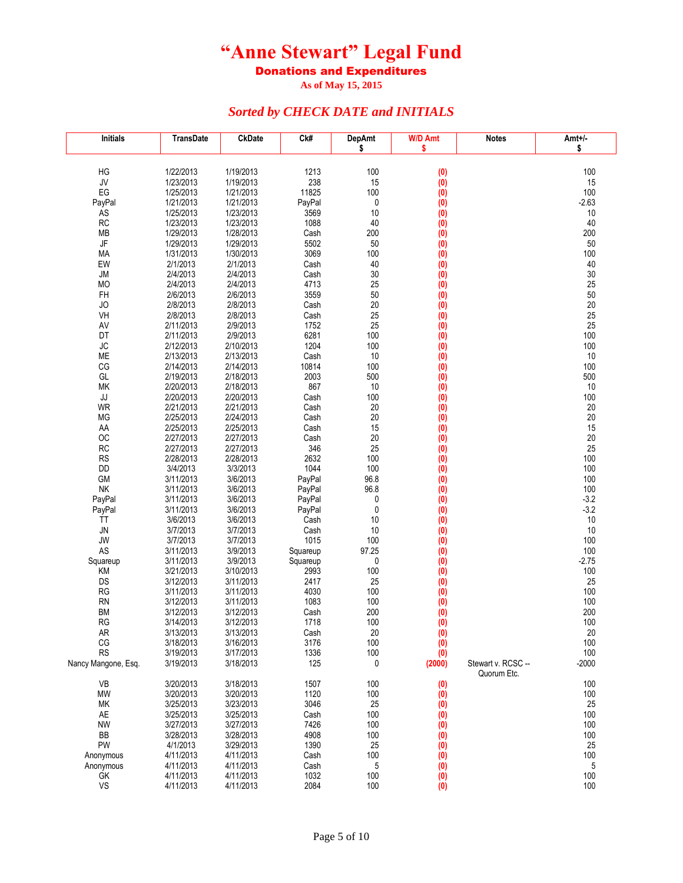# "Anne Stewart" Legal Fund

## Donations and Expenditures

**As of May 15, 2015**

### *Sorted by CHECK DATE and INITIALS*

| Initials | TransDate | CkDate | Ck# | DepAmt $ | W/D Amt $ | Notes | Amt+/- $ |
|---|---|---|---|---|---|---|---|
| HG | 1/22/2013 | 1/19/2013 | 1213 | 100 | (0) | | 100 |
| JV | 1/23/2013 | 1/19/2013 | 238 | 15 | (0) | | 15 |
| EG | 1/25/2013 | 1/21/2013 | 11825 | 100 | (0) | | 100 |
| PayPal | 1/21/2013 | 1/21/2013 | PayPal | 0 | (0) | | -2.63 |
| AS | 1/25/2013 | 1/23/2013 | 3569 | 10 | (0) | | 10 |
| RC | 1/23/2013 | 1/23/2013 | 1088 | 40 | (0) | | 40 |
| MB | 1/29/2013 | 1/28/2013 | Cash | 200 | (0) | | 200 |
| JF | 1/29/2013 | 1/29/2013 | 5502 | 50 | (0) | | 50 |
| MA | 1/31/2013 | 1/30/2013 | 3069 | 100 | (0) | | 100 |
| EW | 2/1/2013 | 2/1/2013 | Cash | 40 | (0) | | 40 |
| JM | 2/4/2013 | 2/4/2013 | Cash | 30 | (0) | | 30 |
| MO | 2/4/2013 | 2/4/2013 | 4713 | 25 | (0) | | 25 |
| FH | 2/6/2013 | 2/6/2013 | 3559 | 50 | (0) | | 50 |
| JO | 2/8/2013 | 2/8/2013 | Cash | 20 | (0) | | 20 |
| VH | 2/8/2013 | 2/8/2013 | Cash | 25 | (0) | | 25 |
| AV | 2/11/2013 | 2/9/2013 | 1752 | 25 | (0) | | 25 |
| DT | 2/11/2013 | 2/9/2013 | 6281 | 100 | (0) | | 100 |
| JC | 2/12/2013 | 2/10/2013 | 1204 | 100 | (0) | | 100 |
| ME | 2/13/2013 | 2/13/2013 | Cash | 10 | (0) | | 10 |
| CG | 2/14/2013 | 2/14/2013 | 10814 | 100 | (0) | | 100 |
| GL | 2/19/2013 | 2/18/2013 | 2003 | 500 | (0) | | 500 |
| MK | 2/20/2013 | 2/18/2013 | 867 | 10 | (0) | | 10 |
| JJ | 2/20/2013 | 2/20/2013 | Cash | 100 | (0) | | 100 |
| WR | 2/21/2013 | 2/21/2013 | Cash | 20 | (0) | | 20 |
| MG | 2/25/2013 | 2/24/2013 | Cash | 20 | (0) | | 20 |
| AA | 2/25/2013 | 2/25/2013 | Cash | 15 | (0) | | 15 |
| OC | 2/27/2013 | 2/27/2013 | Cash | 20 | (0) | | 20 |
| RC | 2/27/2013 | 2/27/2013 | 346 | 25 | (0) | | 25 |
| RS | 2/28/2013 | 2/28/2013 | 2632 | 100 | (0) | | 100 |
| DD | 3/4/2013 | 3/3/2013 | 1044 | 100 | (0) | | 100 |
| GM | 3/11/2013 | 3/6/2013 | PayPal | 96.8 | (0) | | 100 |
| NK | 3/11/2013 | 3/6/2013 | PayPal | 96.8 | (0) | | 100 |
| PayPal | 3/11/2013 | 3/6/2013 | PayPal | 0 | (0) | | -3.2 |
| PayPal | 3/11/2013 | 3/6/2013 | PayPal | 0 | (0) | | -3.2 |
| TT | 3/6/2013 | 3/6/2013 | Cash | 10 | (0) | | 10 |
| JN | 3/7/2013 | 3/7/2013 | Cash | 10 | (0) | | 10 |
| JW | 3/7/2013 | 3/7/2013 | 1015 | 100 | (0) | | 100 |
| AS | 3/11/2013 | 3/9/2013 | Squareup | 97.25 | (0) | | 100 |
| Squareup | 3/11/2013 | 3/9/2013 | Squareup | 0 | (0) | | -2.75 |
| KM | 3/21/2013 | 3/10/2013 | 2993 | 100 | (0) | | 100 |
| DS | 3/12/2013 | 3/11/2013 | 2417 | 25 | (0) | | 25 |
| RG | 3/11/2013 | 3/11/2013 | 4030 | 100 | (0) | | 100 |
| RN | 3/12/2013 | 3/11/2013 | 1083 | 100 | (0) | | 100 |
| BM | 3/12/2013 | 3/12/2013 | Cash | 200 | (0) | | 200 |
| RG | 3/14/2013 | 3/12/2013 | 1718 | 100 | (0) | | 100 |
| AR | 3/13/2013 | 3/13/2013 | Cash | 20 | (0) | | 20 |
| CG | 3/18/2013 | 3/16/2013 | 3176 | 100 | (0) | | 100 |
| RS | 3/19/2013 | 3/17/2013 | 1336 | 100 | (0) | | 100 |
| Nancy Mangone, Esq. | 3/19/2013 | 3/18/2013 | 125 | 0 | (2000) | Stewart v. RCSC -- Quorum Etc. | -2000 |
| VB | 3/20/2013 | 3/18/2013 | 1507 | 100 | (0) | | 100 |
| MW | 3/20/2013 | 3/20/2013 | 1120 | 100 | (0) | | 100 |
| MK | 3/25/2013 | 3/23/2013 | 3046 | 25 | (0) | | 25 |
| AE | 3/25/2013 | 3/25/2013 | Cash | 100 | (0) | | 100 |
| NW | 3/27/2013 | 3/27/2013 | 7426 | 100 | (0) | | 100 |
| BB | 3/28/2013 | 3/28/2013 | 4908 | 100 | (0) | | 100 |
| PW | 4/1/2013 | 3/29/2013 | 1390 | 25 | (0) | | 25 |
| Anonymous | 4/11/2013 | 4/11/2013 | Cash | 100 | (0) | | 100 |
| Anonymous | 4/11/2013 | 4/11/2013 | Cash | 5 | (0) | | 5 |
| GK | 4/11/2013 | 4/11/2013 | 1032 | 100 | (0) | | 100 |
| VS | 4/11/2013 | 4/11/2013 | 2084 | 100 | (0) | | 100 |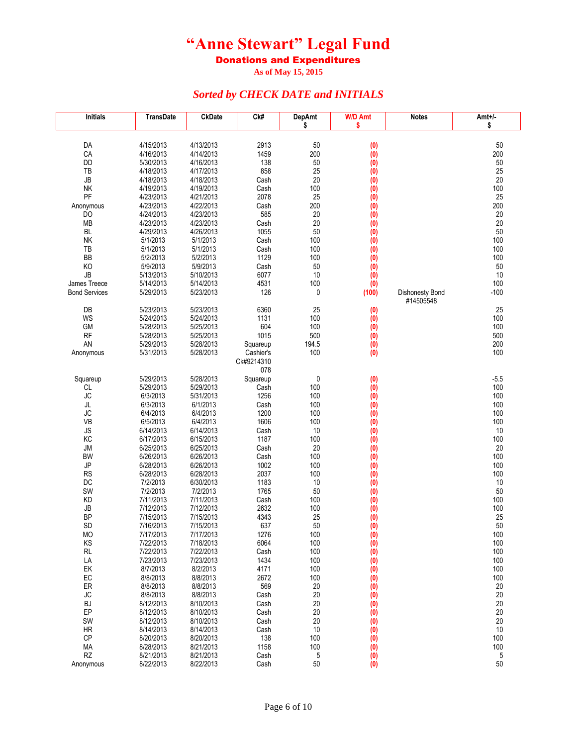# "Anne Stewart" Legal Fund

## Donations and Expenditures

**As of May 15, 2015**

### *Sorted by CHECK DATE and INITIALS*

| Initials | TransDate | CkDate | Ck# | DepAmt $ | W/D Amt $ | Notes | Amt+/- $ |
|---|---|---|---|---|---|---|---|
| DA | 4/15/2013 | 4/13/2013 | 2913 | 50 | (0) | | 50 |
| CA | 4/16/2013 | 4/14/2013 | 1459 | 200 | (0) | | 200 |
| DD | 5/30/2013 | 4/16/2013 | 138 | 50 | (0) | | 50 |
| TB | 4/18/2013 | 4/17/2013 | 858 | 25 | (0) | | 25 |
| JB | 4/18/2013 | 4/18/2013 | Cash | 20 | (0) | | 20 |
| NK | 4/19/2013 | 4/19/2013 | Cash | 100 | (0) | | 100 |
| PF | 4/23/2013 | 4/21/2013 | 2078 | 25 | (0) | | 25 |
| Anonymous | 4/23/2013 | 4/22/2013 | Cash | 200 | (0) | | 200 |
| DO | 4/24/2013 | 4/23/2013 | 585 | 20 | (0) | | 20 |
| MB | 4/23/2013 | 4/23/2013 | Cash | 20 | (0) | | 20 |
| BL | 4/29/2013 | 4/26/2013 | 1055 | 50 | (0) | | 50 |
| NK | 5/1/2013 | 5/1/2013 | Cash | 100 | (0) | | 100 |
| TB | 5/1/2013 | 5/1/2013 | Cash | 100 | (0) | | 100 |
| BB | 5/2/2013 | 5/2/2013 | 1129 | 100 | (0) | | 100 |
| KO | 5/9/2013 | 5/9/2013 | Cash | 50 | (0) | | 50 |
| JB | 5/13/2013 | 5/10/2013 | 6077 | 10 | (0) | | 10 |
| James Treece | 5/14/2013 | 5/14/2013 | 4531 | 100 | (0) | | 100 |
| Bond Services | 5/29/2013 | 5/23/2013 | 126 | 0 | (100) | Dishonesty Bond #14505548 | -100 |
| DB | 5/23/2013 | 5/23/2013 | 6360 | 25 | (0) | | 25 |
| WS | 5/24/2013 | 5/24/2013 | 1131 | 100 | (0) | | 100 |
| GM | 5/28/2013 | 5/25/2013 | 604 | 100 | (0) | | 100 |
| RF | 5/28/2013 | 5/25/2013 | 1015 | 500 | (0) | | 500 |
| AN | 5/29/2013 | 5/28/2013 | Squareup | 194.5 | (0) | | 200 |
| Anonymous | 5/31/2013 | 5/28/2013 | Cashier's Ck#9214310078 | 100 | (0) | | 100 |
| Squareup | 5/29/2013 | 5/28/2013 | Squareup | 0 | (0) | | -5.5 |
| CL | 5/29/2013 | 5/29/2013 | Cash | 100 | (0) | | 100 |
| JC | 6/3/2013 | 5/31/2013 | 1256 | 100 | (0) | | 100 |
| JL | 6/3/2013 | 6/1/2013 | Cash | 100 | (0) | | 100 |
| JC | 6/4/2013 | 6/4/2013 | 1200 | 100 | (0) | | 100 |
| VB | 6/5/2013 | 6/4/2013 | 1606 | 100 | (0) | | 100 |
| JS | 6/14/2013 | 6/14/2013 | Cash | 10 | (0) | | 10 |
| KC | 6/17/2013 | 6/15/2013 | 1187 | 100 | (0) | | 100 |
| JM | 6/25/2013 | 6/25/2013 | Cash | 20 | (0) | | 20 |
| BW | 6/26/2013 | 6/26/2013 | Cash | 100 | (0) | | 100 |
| JP | 6/28/2013 | 6/26/2013 | 1002 | 100 | (0) | | 100 |
| RS | 6/28/2013 | 6/28/2013 | 2037 | 100 | (0) | | 100 |
| DC | 7/2/2013 | 6/30/2013 | 1183 | 10 | (0) | | 10 |
| SW | 7/2/2013 | 7/2/2013 | 1765 | 50 | (0) | | 50 |
| KD | 7/11/2013 | 7/11/2013 | Cash | 100 | (0) | | 100 |
| JB | 7/12/2013 | 7/12/2013 | 2632 | 100 | (0) | | 100 |
| BP | 7/15/2013 | 7/15/2013 | 4343 | 25 | (0) | | 25 |
| SD | 7/16/2013 | 7/15/2013 | 637 | 50 | (0) | | 50 |
| MO | 7/17/2013 | 7/17/2013 | 1276 | 100 | (0) | | 100 |
| KS | 7/22/2013 | 7/18/2013 | 6064 | 100 | (0) | | 100 |
| RL | 7/22/2013 | 7/22/2013 | Cash | 100 | (0) | | 100 |
| LA | 7/23/2013 | 7/23/2013 | 1434 | 100 | (0) | | 100 |
| EK | 8/7/2013 | 8/2/2013 | 4171 | 100 | (0) | | 100 |
| EC | 8/8/2013 | 8/8/2013 | 2672 | 100 | (0) | | 100 |
| ER | 8/8/2013 | 8/8/2013 | 569 | 20 | (0) | | 20 |
| JC | 8/8/2013 | 8/8/2013 | Cash | 20 | (0) | | 20 |
| BJ | 8/12/2013 | 8/10/2013 | Cash | 20 | (0) | | 20 |
| EP | 8/12/2013 | 8/10/2013 | Cash | 20 | (0) | | 20 |
| SW | 8/12/2013 | 8/10/2013 | Cash | 20 | (0) | | 20 |
| HR | 8/14/2013 | 8/14/2013 | Cash | 10 | (0) | | 10 |
| CP | 8/20/2013 | 8/20/2013 | 138 | 100 | (0) | | 100 |
| MA | 8/28/2013 | 8/21/2013 | 1158 | 100 | (0) | | 100 |
| RZ | 8/21/2013 | 8/21/2013 | Cash | 5 | (0) | | 5 |
| Anonymous | 8/22/2013 | 8/22/2013 | Cash | 50 | (0) | | 50 |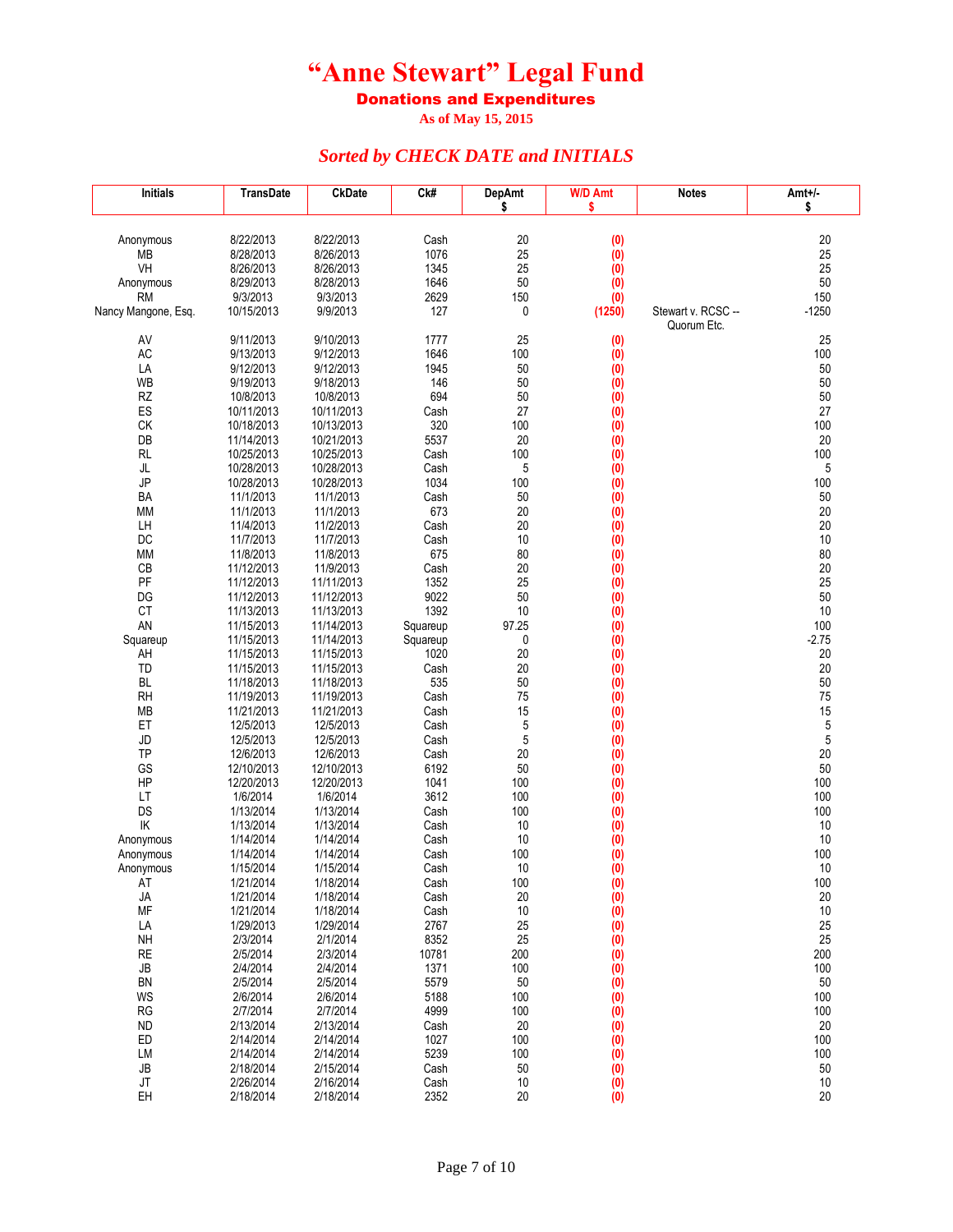# "Anne Stewart" Legal Fund

## Donations and Expenditures

**As of May 15, 2015**

### *Sorted by CHECK DATE and INITIALS*

| Initials | TransDate | CkDate | Ck# | DepAmt $ | W/D Amt $ | Notes | Amt+/- $ |
|---|---|---|---|---|---|---|---|
| Anonymous | 8/22/2013 | 8/22/2013 | Cash | 20 | (0) | | 20 |
| MB | 8/28/2013 | 8/26/2013 | 1076 | 25 | (0) | | 25 |
| VH | 8/26/2013 | 8/26/2013 | 1345 | 25 | (0) | | 25 |
| Anonymous | 8/29/2013 | 8/28/2013 | 1646 | 50 | (0) | | 50 |
| RM | 9/3/2013 | 9/3/2013 | 2629 | 150 | (0) | | 150 |
| Nancy Mangone, Esq. | 10/15/2013 | 9/9/2013 | 127 | 0 | (1250) | Stewart v. RCSC -- Quorum Etc. | -1250 |
| AV | 9/11/2013 | 9/10/2013 | 1777 | 25 | (0) | | 25 |
| AC | 9/13/2013 | 9/12/2013 | 1646 | 100 | (0) | | 100 |
| LA | 9/12/2013 | 9/12/2013 | 1945 | 50 | (0) | | 50 |
| WB | 9/19/2013 | 9/18/2013 | 146 | 50 | (0) | | 50 |
| RZ | 10/8/2013 | 10/8/2013 | 694 | 50 | (0) | | 50 |
| ES | 10/11/2013 | 10/11/2013 | Cash | 27 | (0) | | 27 |
| CK | 10/18/2013 | 10/13/2013 | 320 | 100 | (0) | | 100 |
| DB | 11/14/2013 | 10/21/2013 | 5537 | 20 | (0) | | 20 |
| RL | 10/25/2013 | 10/25/2013 | Cash | 100 | (0) | | 100 |
| JL | 10/28/2013 | 10/28/2013 | Cash | 5 | (0) | | 5 |
| JP | 10/28/2013 | 10/28/2013 | 1034 | 100 | (0) | | 100 |
| BA | 11/1/2013 | 11/1/2013 | Cash | 50 | (0) | | 50 |
| MM | 11/1/2013 | 11/1/2013 | 673 | 20 | (0) | | 20 |
| LH | 11/4/2013 | 11/2/2013 | Cash | 20 | (0) | | 20 |
| DC | 11/7/2013 | 11/7/2013 | Cash | 10 | (0) | | 10 |
| MM | 11/8/2013 | 11/8/2013 | 675 | 80 | (0) | | 80 |
| CB | 11/12/2013 | 11/9/2013 | Cash | 20 | (0) | | 20 |
| PF | 11/12/2013 | 11/11/2013 | 1352 | 25 | (0) | | 25 |
| DG | 11/12/2013 | 11/12/2013 | 9022 | 50 | (0) | | 50 |
| CT | 11/13/2013 | 11/13/2013 | 1392 | 10 | (0) | | 10 |
| AN | 11/15/2013 | 11/14/2013 | Squareup | 97.25 | (0) | | 100 |
| Squareup | 11/15/2013 | 11/14/2013 | Squareup | 0 | (0) | | -2.75 |
| AH | 11/15/2013 | 11/15/2013 | 1020 | 20 | (0) | | 20 |
| TD | 11/15/2013 | 11/15/2013 | Cash | 20 | (0) | | 20 |
| BL | 11/18/2013 | 11/18/2013 | 535 | 50 | (0) | | 50 |
| RH | 11/19/2013 | 11/19/2013 | Cash | 75 | (0) | | 75 |
| MB | 11/21/2013 | 11/21/2013 | Cash | 15 | (0) | | 15 |
| ET | 12/5/2013 | 12/5/2013 | Cash | 5 | (0) | | 5 |
| JD | 12/5/2013 | 12/5/2013 | Cash | 5 | (0) | | 5 |
| TP | 12/6/2013 | 12/6/2013 | Cash | 20 | (0) | | 20 |
| GS | 12/10/2013 | 12/10/2013 | 6192 | 50 | (0) | | 50 |
| HP | 12/20/2013 | 12/20/2013 | 1041 | 100 | (0) | | 100 |
| LT | 1/6/2014 | 1/6/2014 | 3612 | 100 | (0) | | 100 |
| DS | 1/13/2014 | 1/13/2014 | Cash | 100 | (0) | | 100 |
| IK | 1/13/2014 | 1/13/2014 | Cash | 10 | (0) | | 10 |
| Anonymous | 1/14/2014 | 1/14/2014 | Cash | 10 | (0) | | 10 |
| Anonymous | 1/14/2014 | 1/14/2014 | Cash | 100 | (0) | | 100 |
| Anonymous | 1/15/2014 | 1/15/2014 | Cash | 10 | (0) | | 10 |
| AT | 1/21/2014 | 1/18/2014 | Cash | 100 | (0) | | 100 |
| JA | 1/21/2014 | 1/18/2014 | Cash | 20 | (0) | | 20 |
| MF | 1/21/2014 | 1/18/2014 | Cash | 10 | (0) | | 10 |
| LA | 1/29/2013 | 1/29/2014 | 2767 | 25 | (0) | | 25 |
| NH | 2/3/2014 | 2/1/2014 | 8352 | 25 | (0) | | 25 |
| RE | 2/5/2014 | 2/3/2014 | 10781 | 200 | (0) | | 200 |
| JB | 2/4/2014 | 2/4/2014 | 1371 | 100 | (0) | | 100 |
| BN | 2/5/2014 | 2/5/2014 | 5579 | 50 | (0) | | 50 |
| WS | 2/6/2014 | 2/6/2014 | 5188 | 100 | (0) | | 100 |
| RG | 2/7/2014 | 2/7/2014 | 4999 | 100 | (0) | | 100 |
| ND | 2/13/2014 | 2/13/2014 | Cash | 20 | (0) | | 20 |
| ED | 2/14/2014 | 2/14/2014 | 1027 | 100 | (0) | | 100 |
| LM | 2/14/2014 | 2/14/2014 | 5239 | 100 | (0) | | 100 |
| JB | 2/18/2014 | 2/15/2014 | Cash | 50 | (0) | | 50 |
| JT | 2/26/2014 | 2/16/2014 | Cash | 10 | (0) | | 10 |
| EH | 2/18/2014 | 2/18/2014 | 2352 | 20 | (0) | | 20 |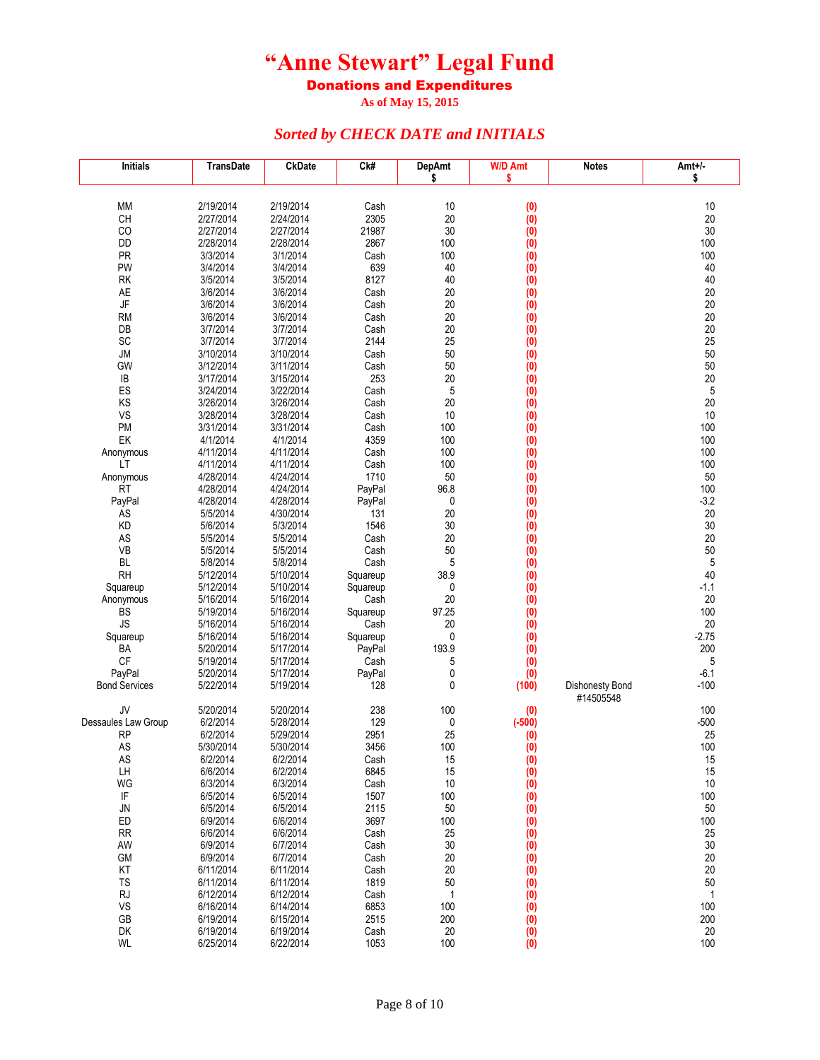# “Anne Stewart” Legal Fund

## Donations and Expenditures

**As of May 15, 2015**

### *Sorted by CHECK DATE and INITIALS*

| Initials | TransDate | CkDate | Ck# | DepAmt $ | W/D Amt $ | Notes | Amt+/- $ |
|---|---|---|---|---|---|---|---|
| MM | 2/19/2014 | 2/19/2014 | Cash | 10 | (0) | | 10 |
| CH | 2/27/2014 | 2/24/2014 | 2305 | 20 | (0) | | 20 |
| CO | 2/27/2014 | 2/27/2014 | 21987 | 30 | (0) | | 30 |
| DD | 2/28/2014 | 2/28/2014 | 2867 | 100 | (0) | | 100 |
| PR | 3/3/2014 | 3/1/2014 | Cash | 100 | (0) | | 100 |
| PW | 3/4/2014 | 3/4/2014 | 639 | 40 | (0) | | 40 |
| RK | 3/5/2014 | 3/5/2014 | 8127 | 40 | (0) | | 40 |
| AE | 3/6/2014 | 3/6/2014 | Cash | 20 | (0) | | 20 |
| JF | 3/6/2014 | 3/6/2014 | Cash | 20 | (0) | | 20 |
| RM | 3/6/2014 | 3/6/2014 | Cash | 20 | (0) | | 20 |
| DB | 3/7/2014 | 3/7/2014 | Cash | 20 | (0) | | 20 |
| SC | 3/7/2014 | 3/7/2014 | 2144 | 25 | (0) | | 25 |
| JM | 3/10/2014 | 3/10/2014 | Cash | 50 | (0) | | 50 |
| GW | 3/12/2014 | 3/11/2014 | Cash | 50 | (0) | | 50 |
| IB | 3/17/2014 | 3/15/2014 | 253 | 20 | (0) | | 20 |
| ES | 3/24/2014 | 3/22/2014 | Cash | 5 | (0) | | 5 |
| KS | 3/26/2014 | 3/26/2014 | Cash | 20 | (0) | | 20 |
| VS | 3/28/2014 | 3/28/2014 | Cash | 10 | (0) | | 10 |
| PM | 3/31/2014 | 3/31/2014 | Cash | 100 | (0) | | 100 |
| EK | 4/1/2014 | 4/1/2014 | 4359 | 100 | (0) | | 100 |
| Anonymous | 4/11/2014 | 4/11/2014 | Cash | 100 | (0) | | 100 |
| LT | 4/11/2014 | 4/11/2014 | Cash | 100 | (0) | | 100 |
| Anonymous | 4/28/2014 | 4/24/2014 | 1710 | 50 | (0) | | 50 |
| RT | 4/28/2014 | 4/24/2014 | PayPal | 96.8 | (0) | | 100 |
| PayPal | 4/28/2014 | 4/28/2014 | PayPal | 0 | (0) | | -3.2 |
| AS | 5/5/2014 | 4/30/2014 | 131 | 20 | (0) | | 20 |
| KD | 5/6/2014 | 5/3/2014 | 1546 | 30 | (0) | | 30 |
| AS | 5/5/2014 | 5/5/2014 | Cash | 20 | (0) | | 20 |
| VB | 5/5/2014 | 5/5/2014 | Cash | 50 | (0) | | 50 |
| BL | 5/8/2014 | 5/8/2014 | Cash | 5 | (0) | | 5 |
| RH | 5/12/2014 | 5/10/2014 | Squareup | 38.9 | (0) | | 40 |
| Squareup | 5/12/2014 | 5/10/2014 | Squareup | 0 | (0) | | -1.1 |
| Anonymous | 5/16/2014 | 5/16/2014 | Cash | 20 | (0) | | 20 |
| BS | 5/19/2014 | 5/16/2014 | Squareup | 97.25 | (0) | | 100 |
| JS | 5/16/2014 | 5/16/2014 | Cash | 20 | (0) | | 20 |
| Squareup | 5/16/2014 | 5/16/2014 | Squareup | 0 | (0) | | -2.75 |
| BA | 5/20/2014 | 5/17/2014 | PayPal | 193.9 | (0) | | 200 |
| CF | 5/19/2014 | 5/17/2014 | Cash | 5 | (0) | | 5 |
| PayPal | 5/20/2014 | 5/17/2014 | PayPal | 0 | (0) | | -6.1 |
| Bond Services | 5/22/2014 | 5/19/2014 | 128 | 0 | (100) | Dishonesty Bond #14505548 | -100 |
| JV | 5/20/2014 | 5/20/2014 | 238 | 100 | (0) | | 100 |
| Dessaules Law Group | 6/2/2014 | 5/28/2014 | 129 | 0 | (-500) | | -500 |
| RP | 6/2/2014 | 5/29/2014 | 2951 | 25 | (0) | | 25 |
| AS | 5/30/2014 | 5/30/2014 | 3456 | 100 | (0) | | 100 |
| AS | 6/2/2014 | 6/2/2014 | Cash | 15 | (0) | | 15 |
| LH | 6/6/2014 | 6/2/2014 | 6845 | 15 | (0) | | 15 |
| WG | 6/3/2014 | 6/3/2014 | Cash | 10 | (0) | | 10 |
| IF | 6/5/2014 | 6/5/2014 | 1507 | 100 | (0) | | 100 |
| JN | 6/5/2014 | 6/5/2014 | 2115 | 50 | (0) | | 50 |
| ED | 6/9/2014 | 6/6/2014 | 3697 | 100 | (0) | | 100 |
| RR | 6/6/2014 | 6/6/2014 | Cash | 25 | (0) | | 25 |
| AW | 6/9/2014 | 6/7/2014 | Cash | 30 | (0) | | 30 |
| GM | 6/9/2014 | 6/7/2014 | Cash | 20 | (0) | | 20 |
| KT | 6/11/2014 | 6/11/2014 | Cash | 20 | (0) | | 20 |
| TS | 6/11/2014 | 6/11/2014 | 1819 | 50 | (0) | | 50 |
| RJ | 6/12/2014 | 6/12/2014 | Cash | 1 | (0) | | 1 |
| VS | 6/16/2014 | 6/14/2014 | 6853 | 100 | (0) | | 100 |
| GB | 6/19/2014 | 6/15/2014 | 2515 | 200 | (0) | | 200 |
| DK | 6/19/2014 | 6/19/2014 | Cash | 20 | (0) | | 20 |
| WL | 6/25/2014 | 6/22/2014 | 1053 | 100 | (0) | | 100 |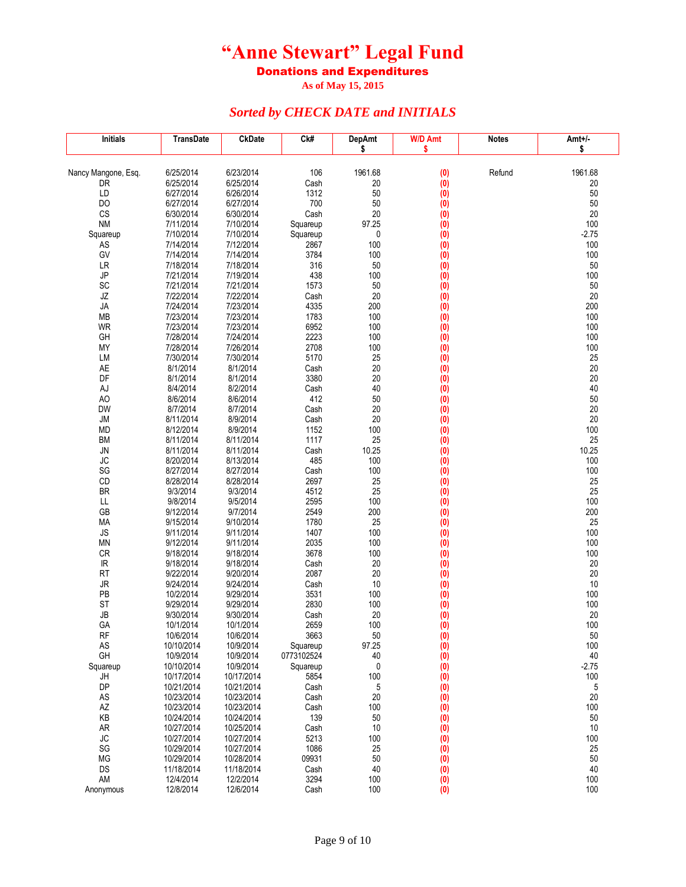# "Anne Stewart" Legal Fund

## Donations and Expenditures

**As of May 15, 2015**

### *Sorted by CHECK DATE and INITIALS*

| Initials | TransDate | CkDate | Ck# | DepAmt $ | W/D Amt $ | Notes | Amt+/- $ |
|---|---|---|---|---|---|---|---|
| Nancy Mangone, Esq. | 6/25/2014 | 6/23/2014 | 106 | 1961.68 | (0) | Refund | 1961.68 |
| DR | 6/25/2014 | 6/25/2014 | Cash | 20 | (0) | | 20 |
| LD | 6/27/2014 | 6/26/2014 | 1312 | 50 | (0) | | 50 |
| DO | 6/27/2014 | 6/27/2014 | 700 | 50 | (0) | | 50 |
| CS | 6/30/2014 | 6/30/2014 | Cash | 20 | (0) | | 20 |
| NM | 7/11/2014 | 7/10/2014 | Squareup | 97.25 | (0) | | 100 |
| Squareup | 7/10/2014 | 7/10/2014 | Squareup | 0 | (0) | | -2.75 |
| AS | 7/14/2014 | 7/12/2014 | 2867 | 100 | (0) | | 100 |
| GV | 7/14/2014 | 7/14/2014 | 3784 | 100 | (0) | | 100 |
| LR | 7/18/2014 | 7/18/2014 | 316 | 50 | (0) | | 50 |
| JP | 7/21/2014 | 7/19/2014 | 438 | 100 | (0) | | 100 |
| SC | 7/21/2014 | 7/21/2014 | 1573 | 50 | (0) | | 50 |
| JZ | 7/22/2014 | 7/22/2014 | Cash | 20 | (0) | | 20 |
| JA | 7/24/2014 | 7/23/2014 | 4335 | 200 | (0) | | 200 |
| MB | 7/23/2014 | 7/23/2014 | 1783 | 100 | (0) | | 100 |
| WR | 7/23/2014 | 7/23/2014 | 6952 | 100 | (0) | | 100 |
| GH | 7/28/2014 | 7/24/2014 | 2223 | 100 | (0) | | 100 |
| MY | 7/28/2014 | 7/26/2014 | 2708 | 100 | (0) | | 100 |
| LM | 7/30/2014 | 7/30/2014 | 5170 | 25 | (0) | | 25 |
| AE | 8/1/2014 | 8/1/2014 | Cash | 20 | (0) | | 20 |
| DF | 8/1/2014 | 8/1/2014 | 3380 | 20 | (0) | | 20 |
| AJ | 8/4/2014 | 8/2/2014 | Cash | 40 | (0) | | 40 |
| AO | 8/6/2014 | 8/6/2014 | 412 | 50 | (0) | | 50 |
| DW | 8/7/2014 | 8/7/2014 | Cash | 20 | (0) | | 20 |
| JM | 8/11/2014 | 8/9/2014 | Cash | 20 | (0) | | 20 |
| MD | 8/12/2014 | 8/9/2014 | 1152 | 100 | (0) | | 100 |
| BM | 8/11/2014 | 8/11/2014 | 1117 | 25 | (0) | | 25 |
| JN | 8/11/2014 | 8/11/2014 | Cash | 10.25 | (0) | | 10.25 |
| JC | 8/20/2014 | 8/13/2014 | 485 | 100 | (0) | | 100 |
| SG | 8/27/2014 | 8/27/2014 | Cash | 100 | (0) | | 100 |
| CD | 8/28/2014 | 8/28/2014 | 2697 | 25 | (0) | | 25 |
| BR | 9/3/2014 | 9/3/2014 | 4512 | 25 | (0) | | 25 |
| LL | 9/8/2014 | 9/5/2014 | 2595 | 100 | (0) | | 100 |
| GB | 9/12/2014 | 9/7/2014 | 2549 | 200 | (0) | | 200 |
| MA | 9/15/2014 | 9/10/2014 | 1780 | 25 | (0) | | 25 |
| JS | 9/11/2014 | 9/11/2014 | 1407 | 100 | (0) | | 100 |
| MN | 9/12/2014 | 9/11/2014 | 2035 | 100 | (0) | | 100 |
| CR | 9/18/2014 | 9/18/2014 | 3678 | 100 | (0) | | 100 |
| IR | 9/18/2014 | 9/18/2014 | Cash | 20 | (0) | | 20 |
| RT | 9/22/2014 | 9/20/2014 | 2087 | 20 | (0) | | 20 |
| JR | 9/24/2014 | 9/24/2014 | Cash | 10 | (0) | | 10 |
| PB | 10/2/2014 | 9/29/2014 | 3531 | 100 | (0) | | 100 |
| ST | 9/29/2014 | 9/29/2014 | 2830 | 100 | (0) | | 100 |
| JB | 9/30/2014 | 9/30/2014 | Cash | 20 | (0) | | 20 |
| GA | 10/1/2014 | 10/1/2014 | 2659 | 100 | (0) | | 100 |
| RF | 10/6/2014 | 10/6/2014 | 3663 | 50 | (0) | | 50 |
| AS | 10/10/2014 | 10/9/2014 | Squareup | 97.25 | (0) | | 100 |
| GH | 10/9/2014 | 10/9/2014 | 0773102524 | 40 | (0) | | 40 |
| Squareup | 10/10/2014 | 10/9/2014 | Squareup | 0 | (0) | | -2.75 |
| JH | 10/17/2014 | 10/17/2014 | 5854 | 100 | (0) | | 100 |
| DP | 10/21/2014 | 10/21/2014 | Cash | 5 | (0) | | 5 |
| AS | 10/23/2014 | 10/23/2014 | Cash | 20 | (0) | | 20 |
| AZ | 10/23/2014 | 10/23/2014 | Cash | 100 | (0) | | 100 |
| KB | 10/24/2014 | 10/24/2014 | 139 | 50 | (0) | | 50 |
| AR | 10/27/2014 | 10/25/2014 | Cash | 10 | (0) | | 10 |
| JC | 10/27/2014 | 10/27/2014 | 5213 | 100 | (0) | | 100 |
| SG | 10/29/2014 | 10/27/2014 | 1086 | 25 | (0) | | 25 |
| MG | 10/29/2014 | 10/28/2014 | 09931 | 50 | (0) | | 50 |
| DS | 11/18/2014 | 11/18/2014 | Cash | 40 | (0) | | 40 |
| AM | 12/4/2014 | 12/2/2014 | 3294 | 100 | (0) | | 100 |
| Anonymous | 12/8/2014 | 12/6/2014 | Cash | 100 | (0) | | 100 |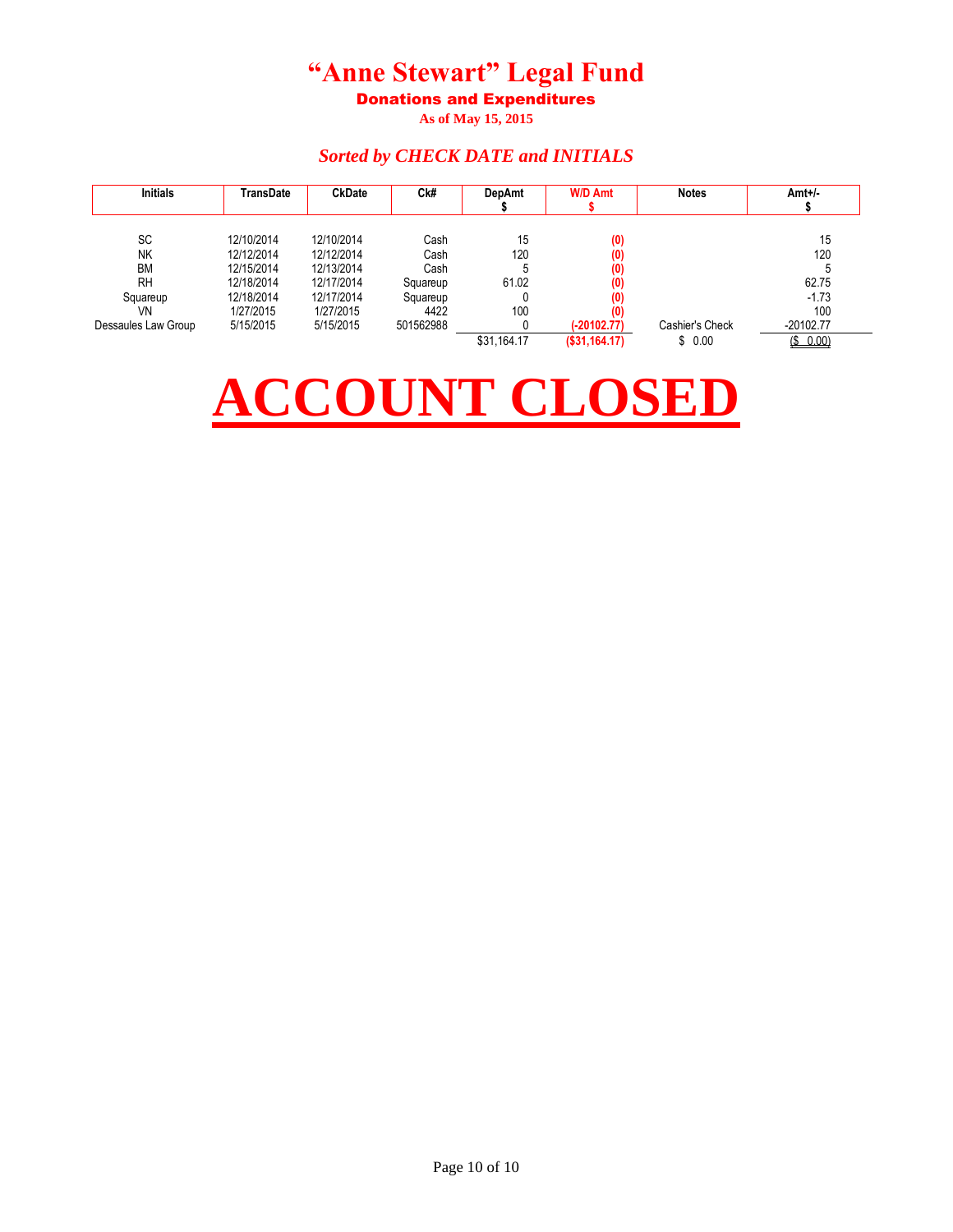# "Anne Stewart" Legal Fund

## Donations and Expenditures

**As of May 15, 2015**

### *Sorted by CHECK DATE and INITIALS*

| Initials | TransDate | CkDate | Ck# | DepAmt $ | W/D Amt $ | Notes | Amt+/- $ |
|---|---|---|---|---|---|---|---|
| SC | 12/10/2014 | 12/10/2014 | Cash | 15 | (0) | | 15 |
| NK | 12/12/2014 | 12/12/2014 | Cash | 120 | (0) | | 120 |
| BM | 12/15/2014 | 12/13/2014 | Cash | 5 | (0) | | 5 |
| RH | 12/18/2014 | 12/17/2014 | Squareup | 61.02 | (0) | | 62.75 |
| Squareup | 12/18/2014 | 12/17/2014 | Squareup | 0 | (0) | | -1.73 |
| VN | 1/27/2015 | 1/27/2015 | 4422 | 100 | (0) | | 100 |
| Dessaules Law Group | 5/15/2015 | 5/15/2015 | 501562988 | 0 | (-20102.77) | Cashier's Check | -20102.77 |
| | | | | $31,164.17 | ($31,164.17) | $ 0.00 | ($ 0.00) |

# ACCOUNT CLOSED